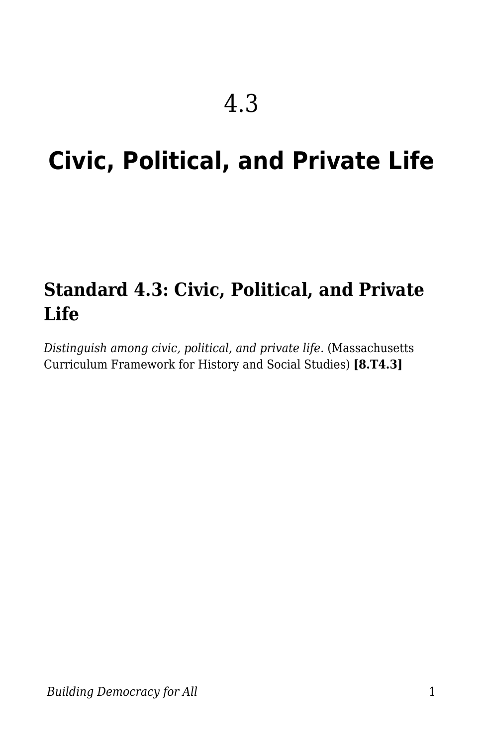# 4.3

# Civic, Political, and Private Life

## Standard 4.3: Civic, Political, and Private Life

*Distinguish among civic, political, and private life.* (Massachusetts Curriculum Framework for History and Social Studies) **[8.T4.3]**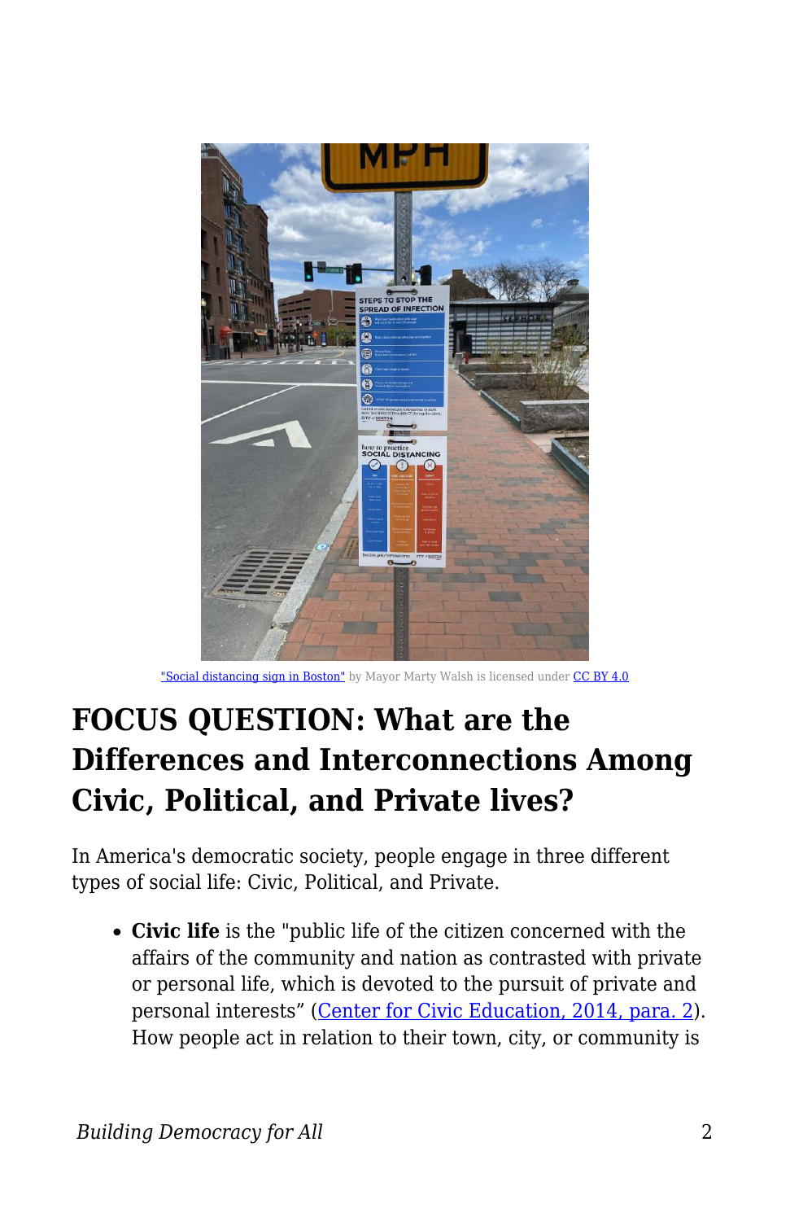"Social distancing sign in Boston" by Mayor Marty Walsh is licensed under CC BY 4.0

# FOCUS QUESTION: What are the Differences and Interconnections Among Civic, Political, and Private lives?

In America's democratic society, people engage in three different types of social life: Civic, Political, and Private.

- **Civic life** is the "public life of the citizen concerned with the affairs of the community and nation as contrasted with private or personal life, which is devoted to the pursuit of private and personal interests" (Center for Civic Education, 2014, para. 2). How people act in relation to their town, city, or community is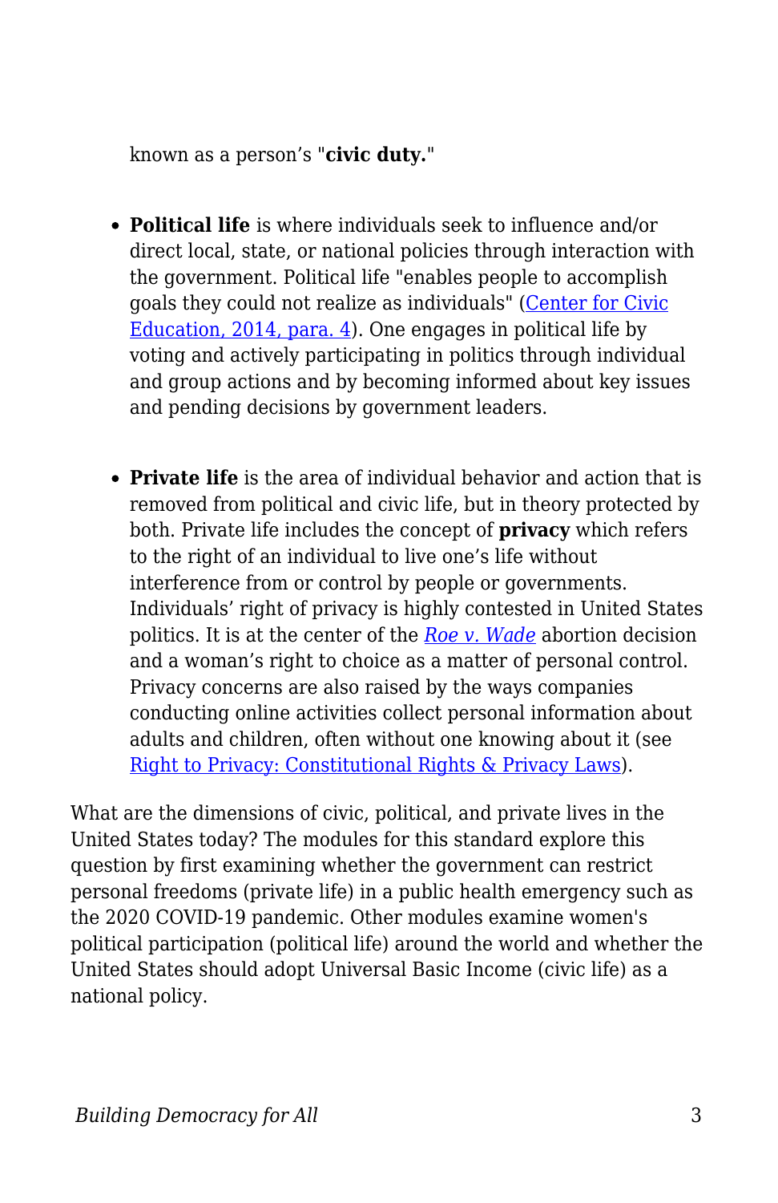known as a person's "**civic duty.**"

- **Political life** is where individuals seek to influence and/or direct local, state, or national policies through interaction with the government. Political life "enables people to accomplish goals they could not realize as individuals" (Center for Civic Education, 2014, para. 4). One engages in political life by voting and actively participating in politics through individual and group actions and by becoming informed about key issues and pending decisions by government leaders.

- **Private life** is the area of individual behavior and action that is removed from political and civic life, but in theory protected by both. Private life includes the concept of **privacy** which refers to the right of an individual to live one's life without interference from or control by people or governments. Individuals' right of privacy is highly contested in United States politics. It is at the center of the *Roe v. Wade* abortion decision and a woman's right to choice as a matter of personal control. Privacy concerns are also raised by the ways companies conducting online activities collect personal information about adults and children, often without one knowing about it (see Right to Privacy: Constitutional Rights & Privacy Laws).

What are the dimensions of civic, political, and private lives in the United States today? The modules for this standard explore this question by first examining whether the government can restrict personal freedoms (private life) in a public health emergency such as the 2020 COVID-19 pandemic. Other modules examine women's political participation (political life) around the world and whether the United States should adopt Universal Basic Income (civic life) as a national policy.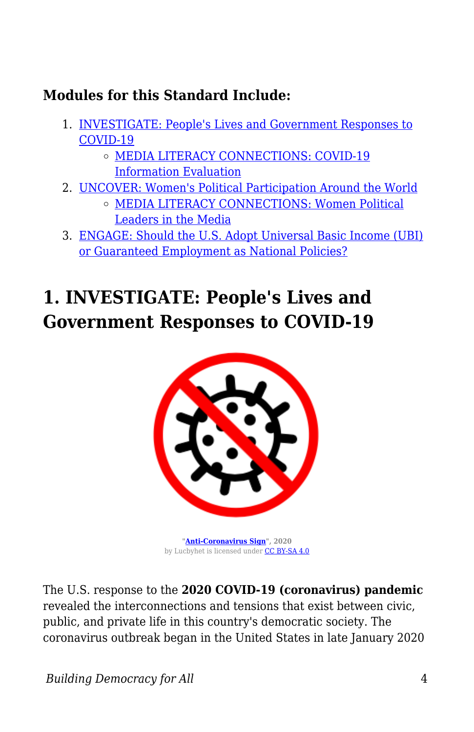### Modules for this Standard Include:

1. [INVESTIGATE: People's Lives and Government Responses to COVID-19]()
    - [MEDIA LITERACY CONNECTIONS: COVID-19 Information Evaluation]()
2. [UNCOVER: Women's Political Participation Around the World]()
    - [MEDIA LITERACY CONNECTIONS: Women Political Leaders in the Media]()
3. [ENGAGE: Should the U.S. Adopt Universal Basic Income (UBI) or Guaranteed Employment as National Policies?]()

## 1. INVESTIGATE: People's Lives and Government Responses to COVID-19

"**[Anti-Coronavirus Sign]()**", 2020
by Lucbyhet is licensed under [CC BY-SA 4.0]()

The U.S. response to the **2020 COVID-19 (coronavirus) pandemic** revealed the interconnections and tensions that exist between civic, public, and private life in this country's democratic society. The coronavirus outbreak began in the United States in late January 2020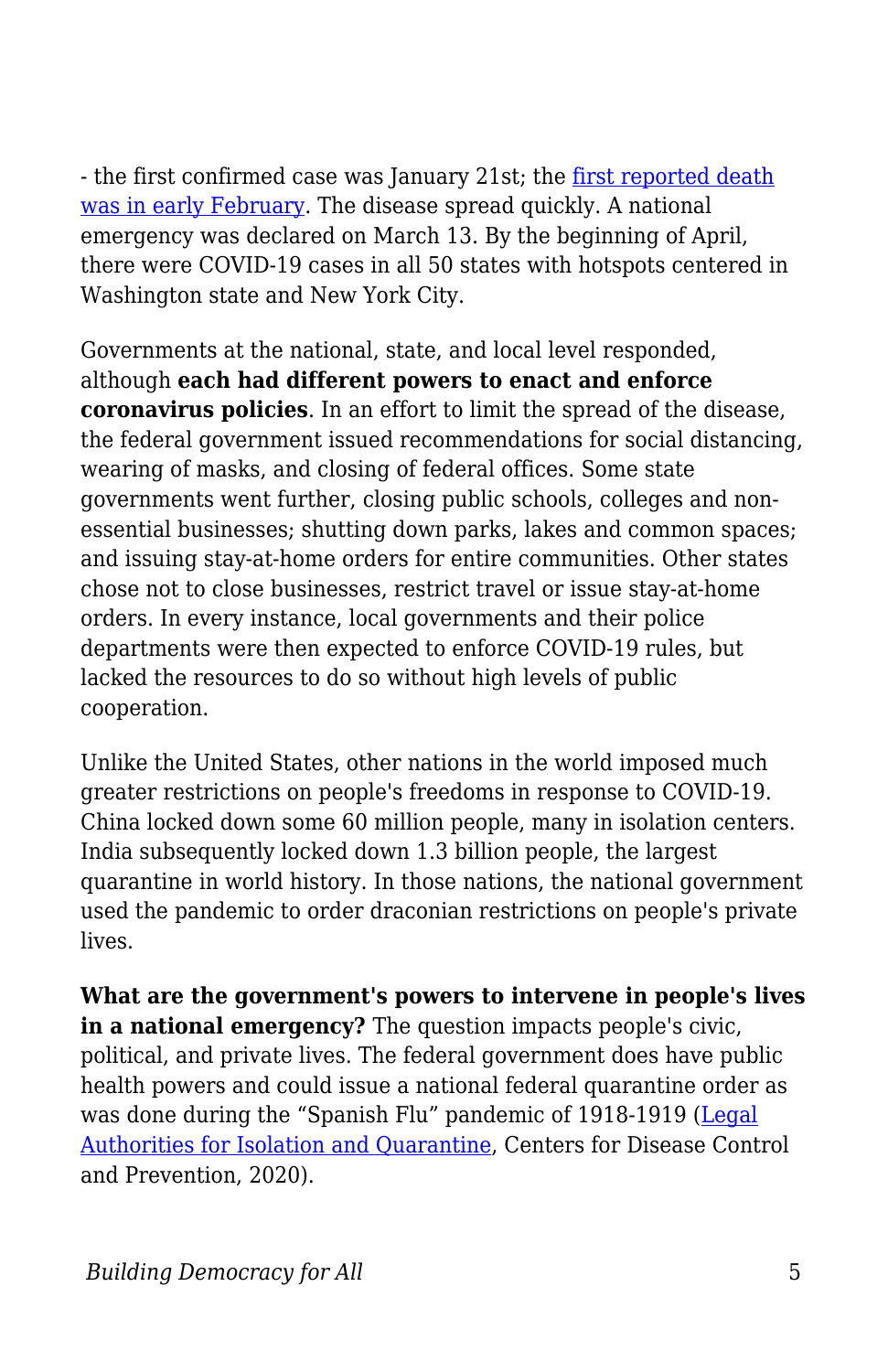- the first confirmed case was January 21st; the [first reported death was in early February](). The disease spread quickly. A national emergency was declared on March 13. By the beginning of April, there were COVID-19 cases in all 50 states with hotspots centered in Washington state and New York City.

Governments at the national, state, and local level responded, although **each had different powers to enact and enforce coronavirus policies**. In an effort to limit the spread of the disease, the federal government issued recommendations for social distancing, wearing of masks, and closing of federal offices. Some state governments went further, closing public schools, colleges and non-essential businesses; shutting down parks, lakes and common spaces; and issuing stay-at-home orders for entire communities. Other states chose not to close businesses, restrict travel or issue stay-at-home orders. In every instance, local governments and their police departments were then expected to enforce COVID-19 rules, but lacked the resources to do so without high levels of public cooperation.

Unlike the United States, other nations in the world imposed much greater restrictions on people's freedoms in response to COVID-19. China locked down some 60 million people, many in isolation centers. India subsequently locked down 1.3 billion people, the largest quarantine in world history. In those nations, the national government used the pandemic to order draconian restrictions on people's private lives.

**What are the government's powers to intervene in people's lives in a national emergency?** The question impacts people's civic, political, and private lives. The federal government does have public health powers and could issue a national federal quarantine order as was done during the "Spanish Flu" pandemic of 1918-1919 ([Legal Authorities for Isolation and Quarantine](), Centers for Disease Control and Prevention, 2020).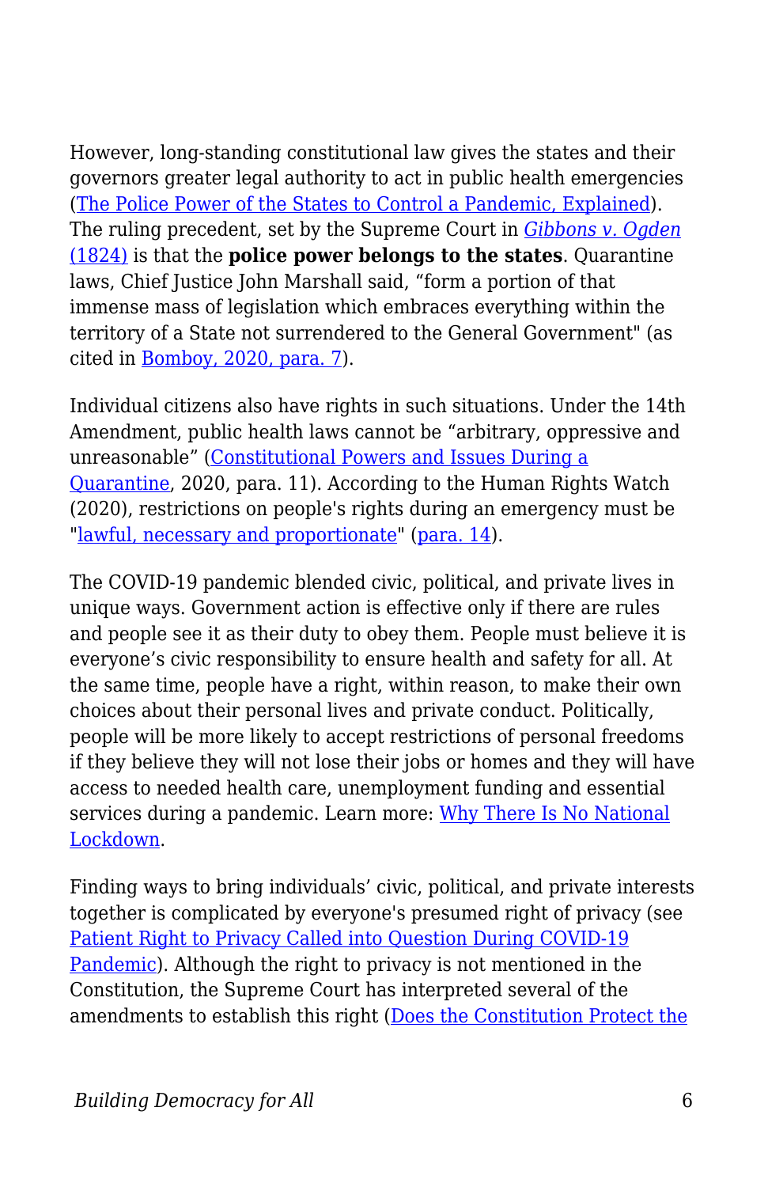However, long-standing constitutional law gives the states and their governors greater legal authority to act in public health emergencies (The Police Power of the States to Control a Pandemic, Explained). The ruling precedent, set by the Supreme Court in *Gibbons v. Ogden* (1824) is that the **police power belongs to the states**. Quarantine laws, Chief Justice John Marshall said, "form a portion of that immense mass of legislation which embraces everything within the territory of a State not surrendered to the General Government" (as cited in Bomboy, 2020, para. 7).

Individual citizens also have rights in such situations. Under the 14th Amendment, public health laws cannot be "arbitrary, oppressive and unreasonable" (Constitutional Powers and Issues During a Quarantine, 2020, para. 11). According to the Human Rights Watch (2020), restrictions on people's rights during an emergency must be "lawful, necessary and proportionate" (para. 14).

The COVID-19 pandemic blended civic, political, and private lives in unique ways. Government action is effective only if there are rules and people see it as their duty to obey them. People must believe it is everyone's civic responsibility to ensure health and safety for all. At the same time, people have a right, within reason, to make their own choices about their personal lives and private conduct. Politically, people will be more likely to accept restrictions of personal freedoms if they believe they will not lose their jobs or homes and they will have access to needed health care, unemployment funding and essential services during a pandemic. Learn more: Why There Is No National Lockdown.

Finding ways to bring individuals' civic, political, and private interests together is complicated by everyone's presumed right of privacy (see Patient Right to Privacy Called into Question During COVID-19 Pandemic). Although the right to privacy is not mentioned in the Constitution, the Supreme Court has interpreted several of the amendments to establish this right (Does the Constitution Protect the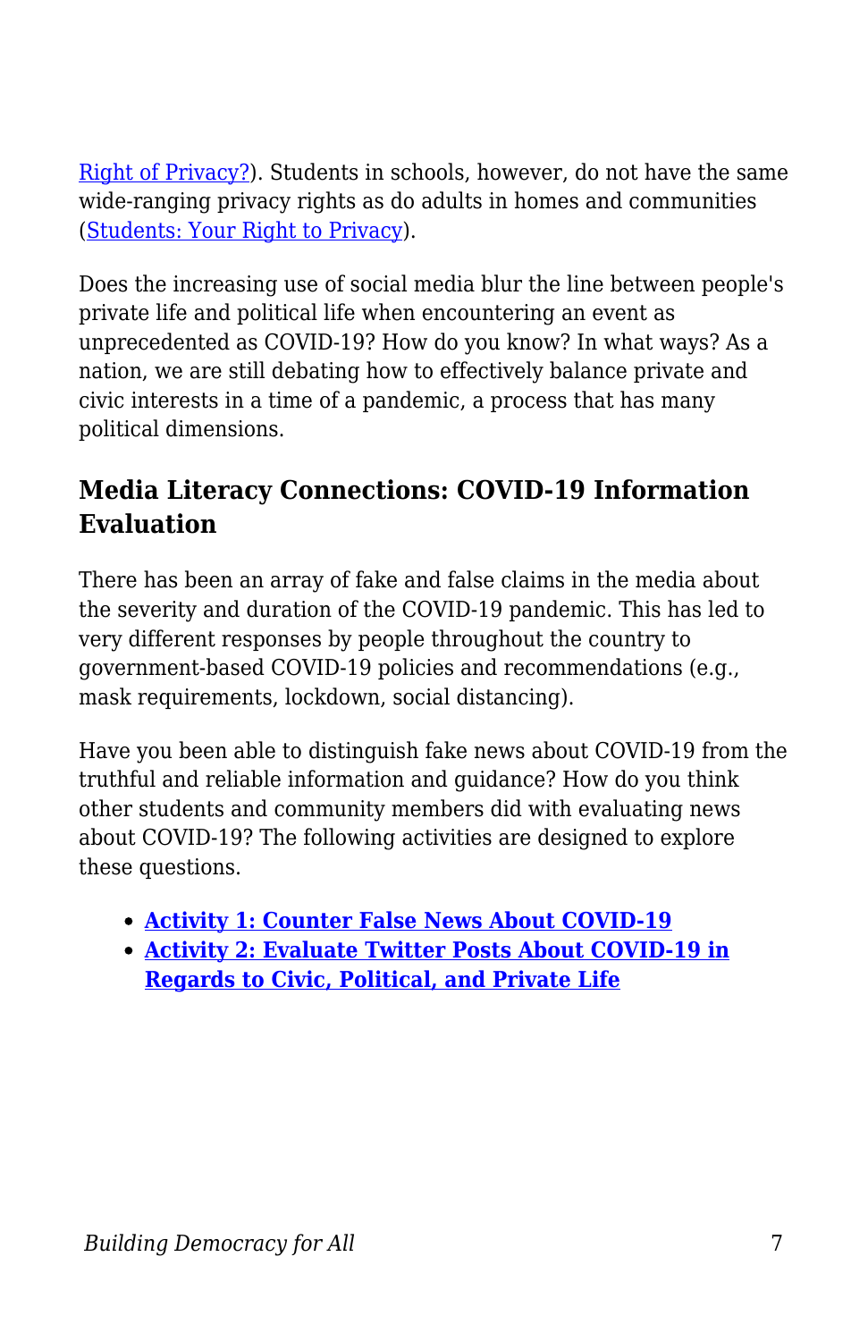[Right of Privacy?](). Students in schools, however, do not have the same wide-ranging privacy rights as do adults in homes and communities ([Students: Your Right to Privacy]()).

Does the increasing use of social media blur the line between people's private life and political life when encountering an event as unprecedented as COVID-19? How do you know? In what ways? As a nation, we are still debating how to effectively balance private and civic interests in a time of a pandemic, a process that has many political dimensions.

### Media Literacy Connections: COVID-19 Information Evaluation

There has been an array of fake and false claims in the media about the severity and duration of the COVID-19 pandemic. This has led to very different responses by people throughout the country to government-based COVID-19 policies and recommendations (e.g., mask requirements, lockdown, social distancing).

Have you been able to distinguish fake news about COVID-19 from the truthful and reliable information and guidance? How do you think other students and community members did with evaluating news about COVID-19? The following activities are designed to explore these questions.

- **[Activity 1: Counter False News About COVID-19]()**
- **[Activity 2: Evaluate Twitter Posts About COVID-19 in Regards to Civic, Political, and Private Life]()**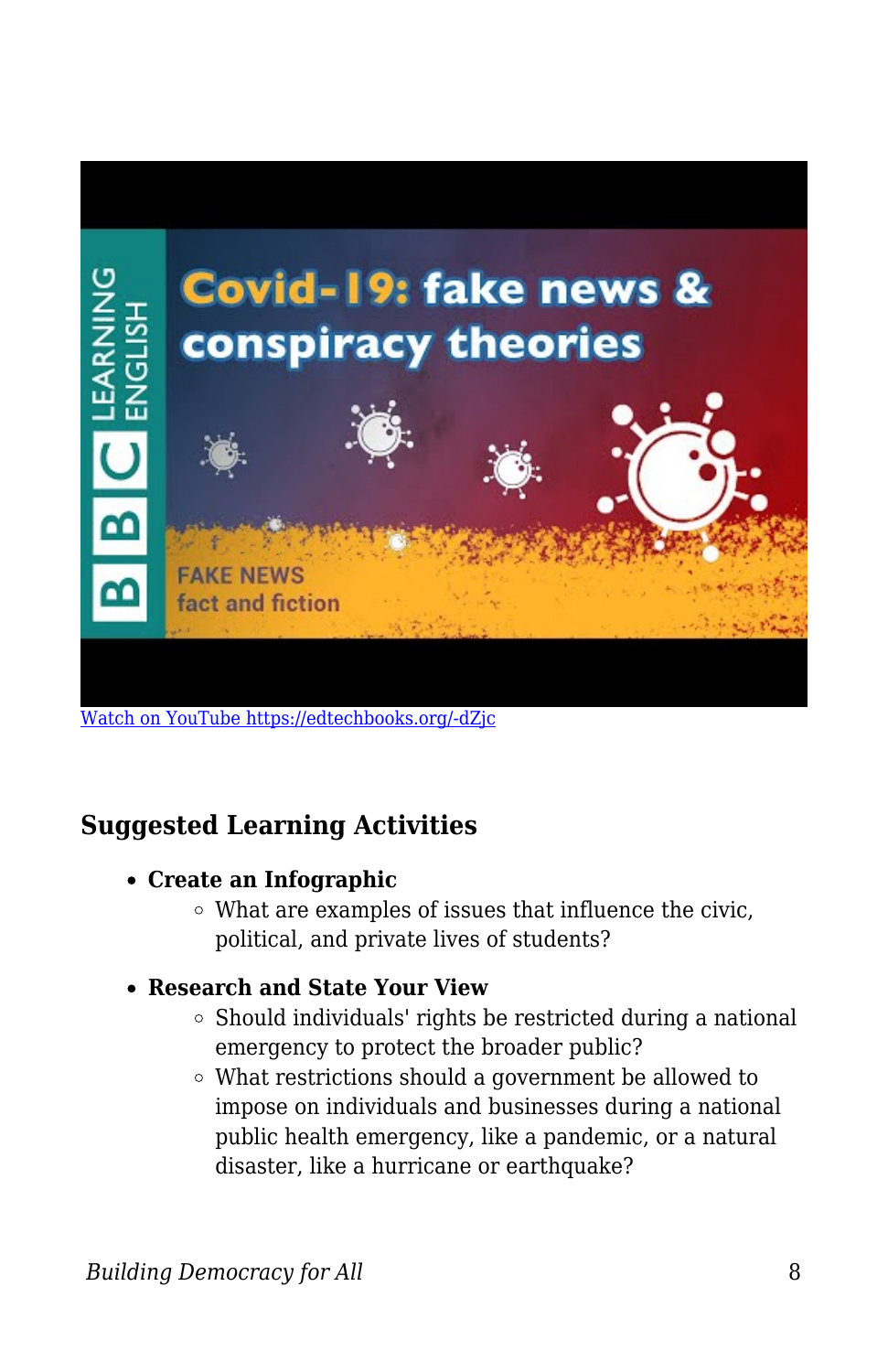[Watch on YouTube https://edtechbooks.org/-dZjc](https://edtechbooks.org/-dZjc)

### Suggested Learning Activities

- **Create an Infographic**
  - What are examples of issues that influence the civic, political, and private lives of students?
- **Research and State Your View**
  - Should individuals' rights be restricted during a national emergency to protect the broader public?
  - What restrictions should a government be allowed to impose on individuals and businesses during a national public health emergency, like a pandemic, or a natural disaster, like a hurricane or earthquake?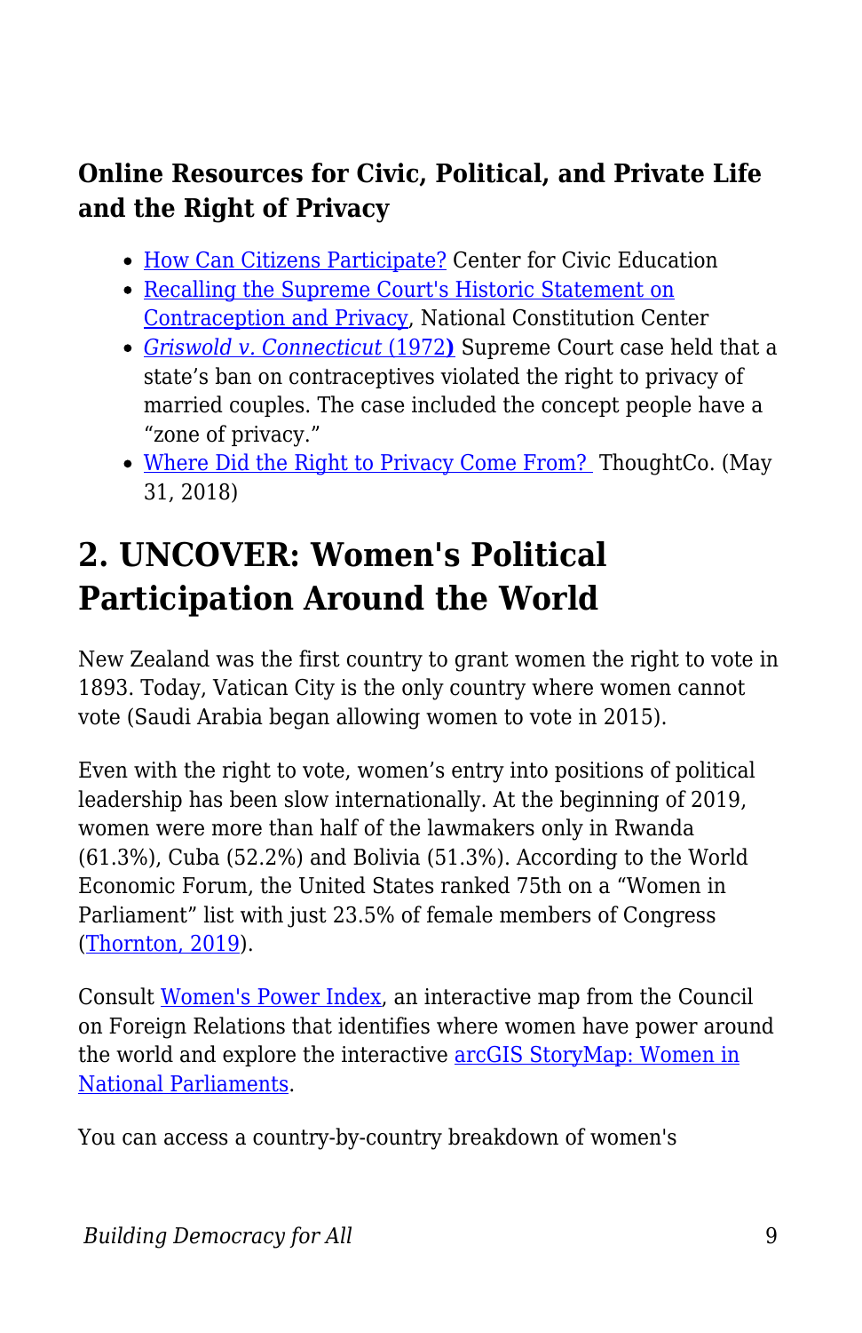### Online Resources for Civic, Political, and Private Life and the Right of Privacy

- How Can Citizens Participate? Center for Civic Education
- Recalling the Supreme Court's Historic Statement on Contraception and Privacy, National Constitution Center
- *Griswold v. Connecticut* (1972**)** Supreme Court case held that a state's ban on contraceptives violated the right to privacy of married couples. The case included the concept people have a "zone of privacy."
- Where Did the Right to Privacy Come From? ThoughtCo. (May 31, 2018)

## 2. UNCOVER: Women's Political Participation Around the World

New Zealand was the first country to grant women the right to vote in 1893. Today, Vatican City is the only country where women cannot vote (Saudi Arabia began allowing women to vote in 2015).

Even with the right to vote, women's entry into positions of political leadership has been slow internationally. At the beginning of 2019, women were more than half of the lawmakers only in Rwanda (61.3%), Cuba (52.2%) and Bolivia (51.3%). According to the World Economic Forum, the United States ranked 75th on a "Women in Parliament" list with just 23.5% of female members of Congress (Thornton, 2019).

Consult Women's Power Index, an interactive map from the Council on Foreign Relations that identifies where women have power around the world and explore the interactive arcGIS StoryMap: Women in National Parliaments.

You can access a country-by-country breakdown of women's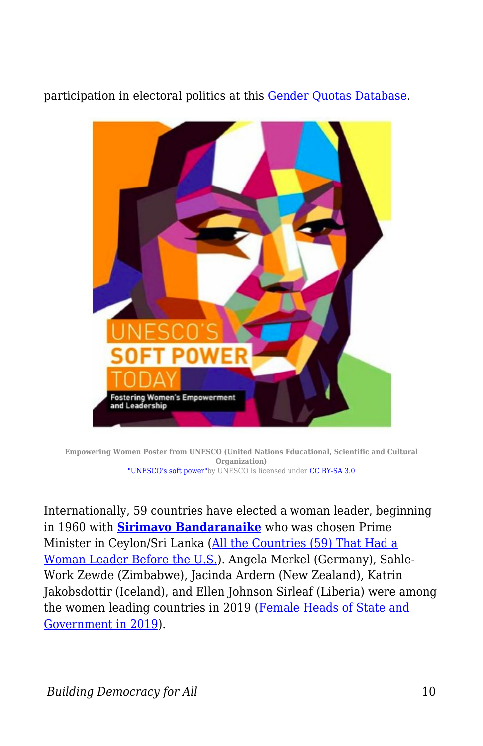participation in electoral politics at this [Gender Quotas Database](#).

Empowering Women Poster from UNESCO (United Nations Educational, Scientific and Cultural Organization)
"UNESCO's soft power" by UNESCO is licensed under CC BY-SA 3.0

Internationally, 59 countries have elected a woman leader, beginning in 1960 with **Sirimavo Bandaranaike** who was chosen Prime Minister in Ceylon/Sri Lanka (All the Countries (59) That Had a Woman Leader Before the U.S.). Angela Merkel (Germany), Sahle-Work Zewde (Zimbabwe), Jacinda Ardern (New Zealand), Katrin Jakobsdottir (Iceland), and Ellen Johnson Sirleaf (Liberia) were among the women leading countries in 2019 (Female Heads of State and Government in 2019).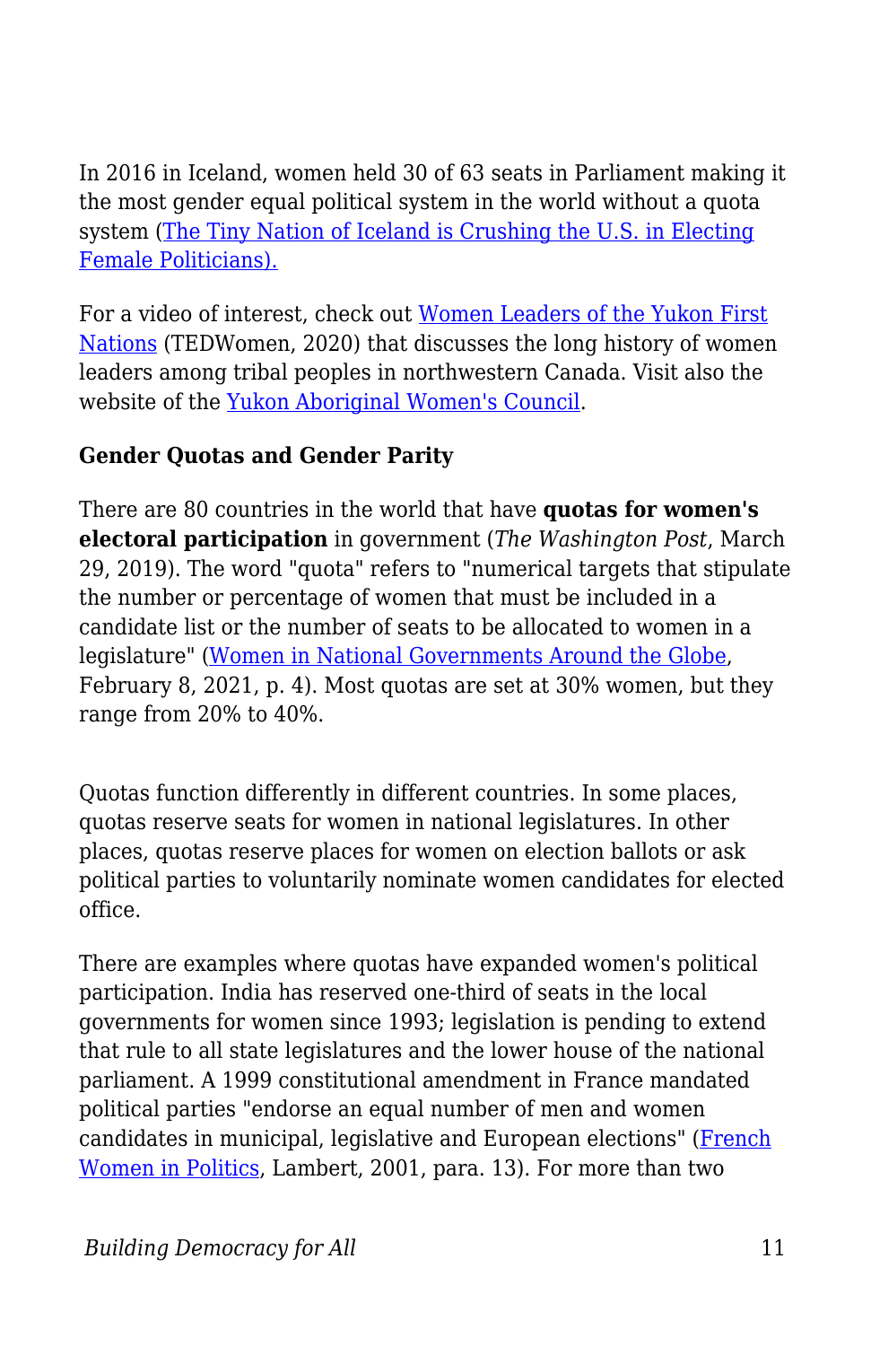In 2016 in Iceland, women held 30 of 63 seats in Parliament making it the most gender equal political system in the world without a quota system ([The Tiny Nation of Iceland is Crushing the U.S. in Electing Female Politicians).]())

For a video of interest, check out [Women Leaders of the Yukon First Nations]() (TEDWomen, 2020) that discusses the long history of women leaders among tribal peoples in northwestern Canada. Visit also the website of the [Yukon Aboriginal Women's Council]().

**Gender Quotas and Gender Parity**

There are 80 countries in the world that have **quotas for women's electoral participation** in government (*The Washington Post*, March 29, 2019). The word "quota" refers to "numerical targets that stipulate the number or percentage of women that must be included in a candidate list or the number of seats to be allocated to women in a legislature" ([Women in National Governments Around the Globe](), February 8, 2021, p. 4). Most quotas are set at 30% women, but they range from 20% to 40%.

Quotas function differently in different countries. In some places, quotas reserve seats for women in national legislatures. In other places, quotas reserve places for women on election ballots or ask political parties to voluntarily nominate women candidates for elected office.

There are examples where quotas have expanded women's political participation. India has reserved one-third of seats in the local governments for women since 1993; legislation is pending to extend that rule to all state legislatures and the lower house of the national parliament. A 1999 constitutional amendment in France mandated political parties "endorse an equal number of men and women candidates in municipal, legislative and European elections" ([French Women in Politics](), Lambert, 2001, para. 13). For more than two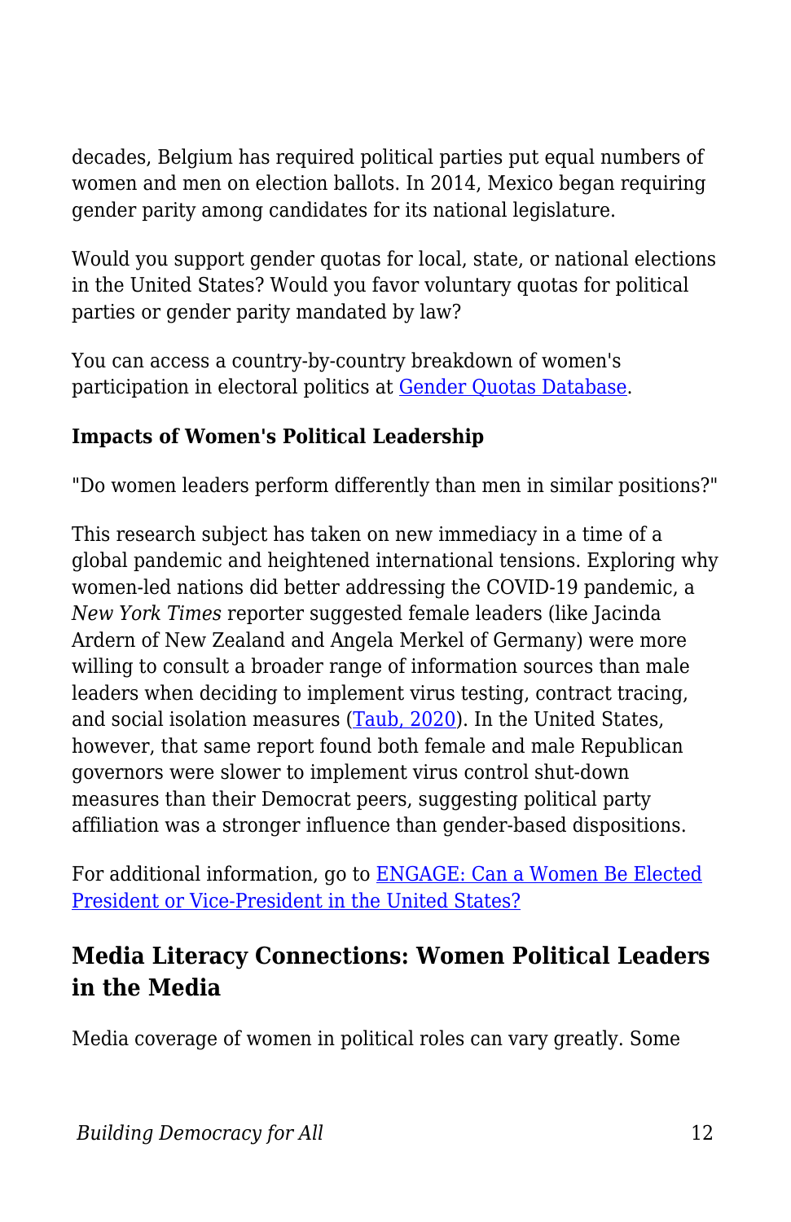decades, Belgium has required political parties put equal numbers of women and men on election ballots. In 2014, Mexico began requiring gender parity among candidates for its national legislature.

Would you support gender quotas for local, state, or national elections in the United States? Would you favor voluntary quotas for political parties or gender parity mandated by law?

You can access a country-by-country breakdown of women's participation in electoral politics at [Gender Quotas Database](#).

**Impacts of Women's Political Leadership**

"Do women leaders perform differently than men in similar positions?"

This research subject has taken on new immediacy in a time of a global pandemic and heightened international tensions. Exploring why women-led nations did better addressing the COVID-19 pandemic, a *New York Times* reporter suggested female leaders (like Jacinda Ardern of New Zealand and Angela Merkel of Germany) were more willing to consult a broader range of information sources than male leaders when deciding to implement virus testing, contract tracing, and social isolation measures ([Taub, 2020](#)). In the United States, however, that same report found both female and male Republican governors were slower to implement virus control shut-down measures than their Democrat peers, suggesting political party affiliation was a stronger influence than gender-based dispositions.

For additional information, go to [ENGAGE: Can a Women Be Elected President or Vice-President in the United States?](#)

## Media Literacy Connections: Women Political Leaders in the Media

Media coverage of women in political roles can vary greatly. Some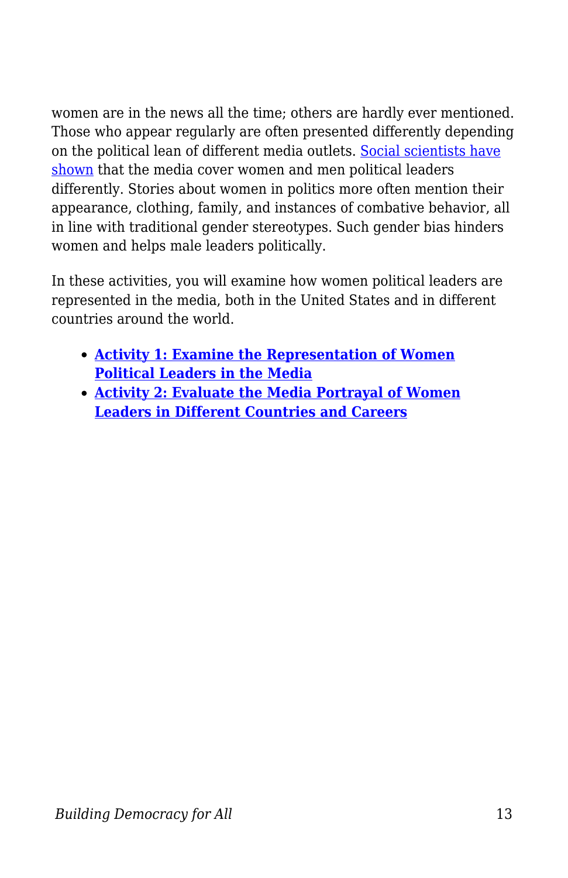women are in the news all the time; others are hardly ever mentioned. Those who appear regularly are often presented differently depending on the political lean of different media outlets. Social scientists have shown that the media cover women and men political leaders differently. Stories about women in politics more often mention their appearance, clothing, family, and instances of combative behavior, all in line with traditional gender stereotypes. Such gender bias hinders women and helps male leaders politically.

In these activities, you will examine how women political leaders are represented in the media, both in the United States and in different countries around the world.

- **Activity 1: Examine the Representation of Women Political Leaders in the Media**
- **Activity 2: Evaluate the Media Portrayal of Women Leaders in Different Countries and Careers**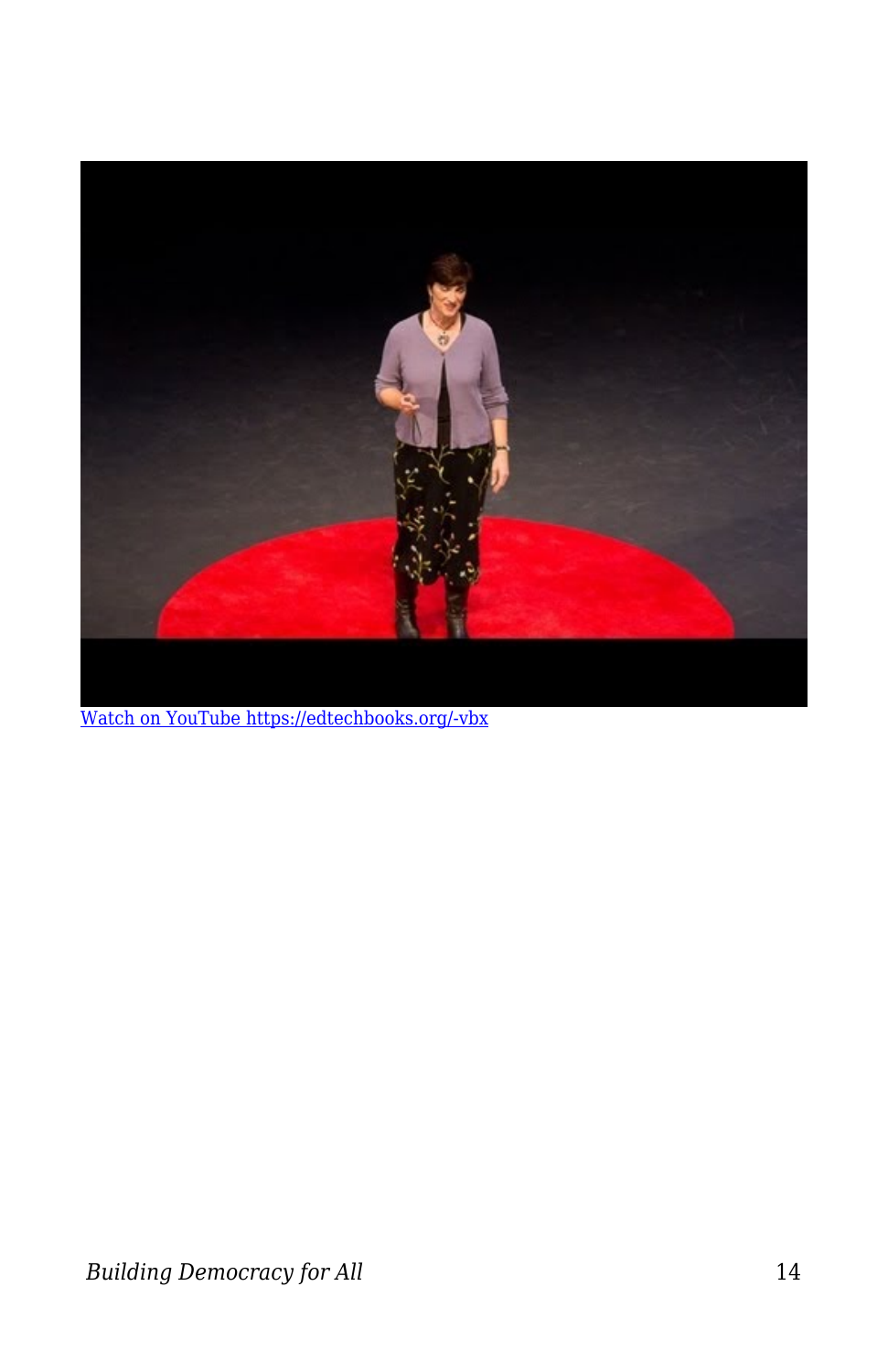[Watch on YouTube https://edtechbooks.org/-vbx](https://edtechbooks.org/-vbx)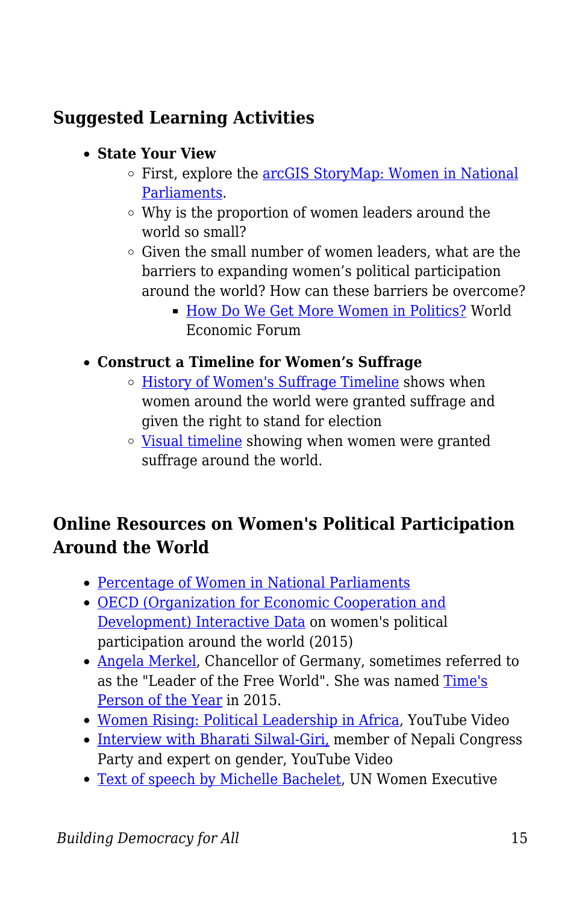## Suggested Learning Activities

- **State Your View**
  - First, explore the arcGIS StoryMap: Women in National Parliaments.
  - Why is the proportion of women leaders around the world so small?
  - Given the small number of women leaders, what are the barriers to expanding women's political participation around the world? How can these barriers be overcome?
    - How Do We Get More Women in Politics? World Economic Forum
- **Construct a Timeline for Women's Suffrage**
  - History of Women's Suffrage Timeline shows when women around the world were granted suffrage and given the right to stand for election
  - Visual timeline showing when women were granted suffrage around the world.

## Online Resources on Women's Political Participation Around the World

- Percentage of Women in National Parliaments
- OECD (Organization for Economic Cooperation and Development) Interactive Data on women's political participation around the world (2015)
- Angela Merkel, Chancellor of Germany, sometimes referred to as the "Leader of the Free World". She was named Time's Person of the Year in 2015.
- Women Rising: Political Leadership in Africa, YouTube Video
- Interview with Bharati Silwal-Giri, member of Nepali Congress Party and expert on gender, YouTube Video
- Text of speech by Michelle Bachelet, UN Women Executive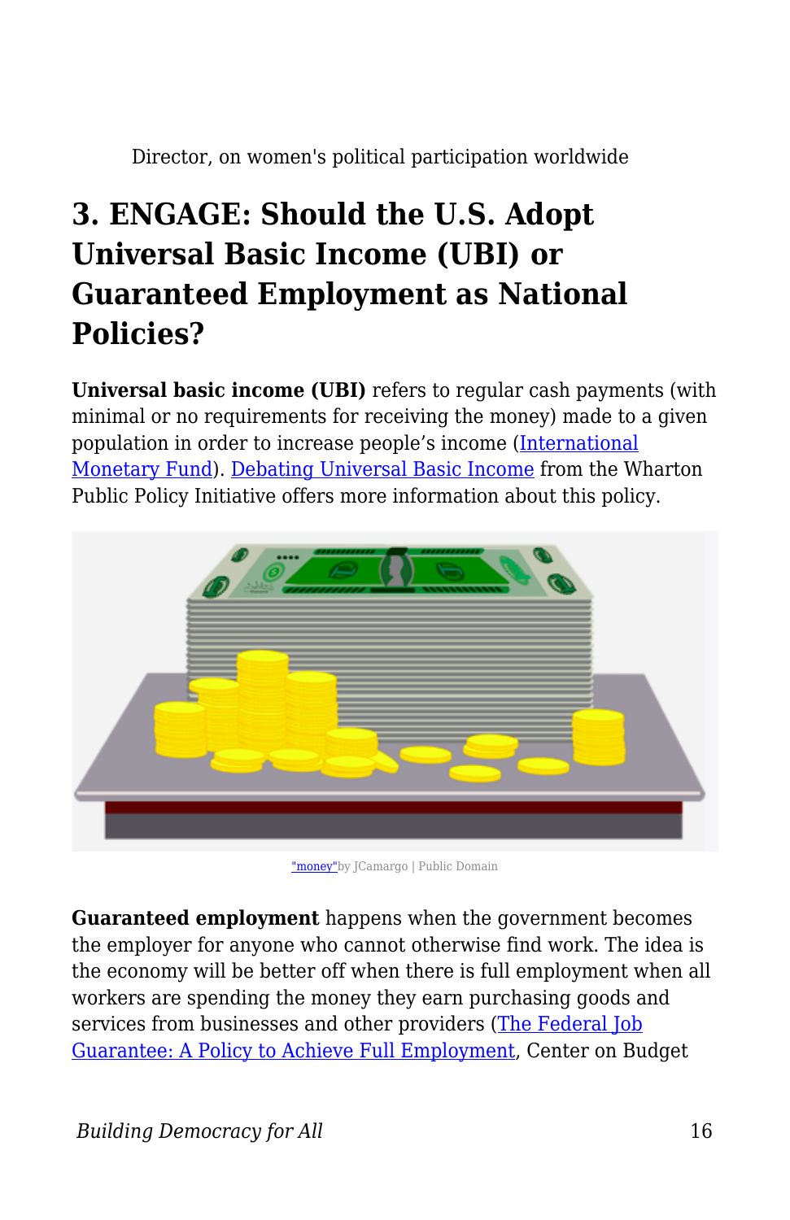Director, on women's political participation worldwide

## 3. ENGAGE: Should the U.S. Adopt Universal Basic Income (UBI) or Guaranteed Employment as National Policies?

**Universal basic income (UBI)** refers to regular cash payments (with minimal or no requirements for receiving the money) made to a given population in order to increase people's income (International Monetary Fund). Debating Universal Basic Income from the Wharton Public Policy Initiative offers more information about this policy.

"money" by JCamargo | Public Domain

**Guaranteed employment** happens when the government becomes the employer for anyone who cannot otherwise find work. The idea is the economy will be better off when there is full employment when all workers are spending the money they earn purchasing goods and services from businesses and other providers (The Federal Job Guarantee: A Policy to Achieve Full Employment, Center on Budget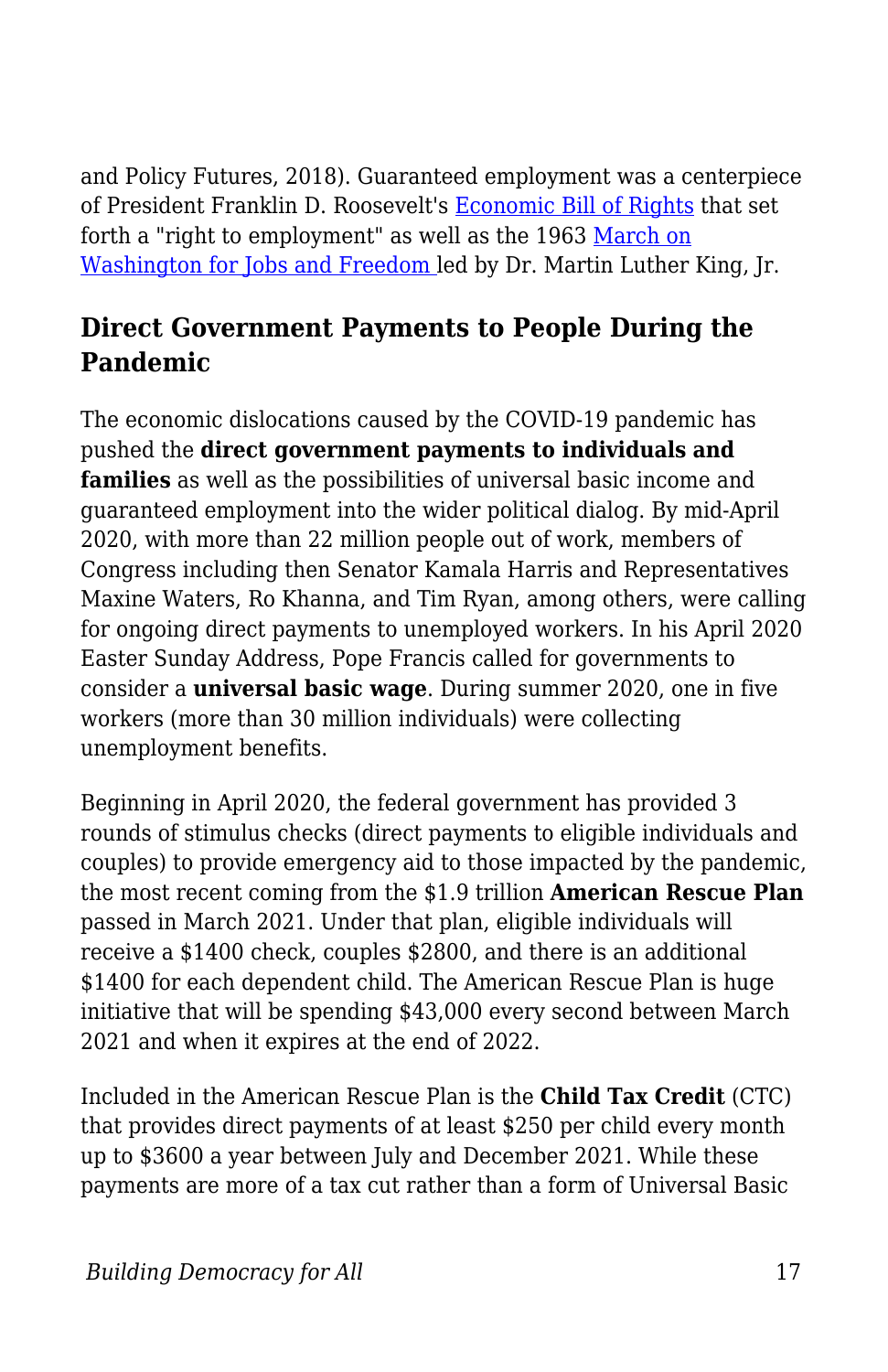and Policy Futures, 2018). Guaranteed employment was a centerpiece of President Franklin D. Roosevelt's [Economic Bill of Rights](#) that set forth a "right to employment" as well as the 1963 [March on Washington for Jobs and Freedom](#) led by Dr. Martin Luther King, Jr.

## Direct Government Payments to People During the Pandemic

The economic dislocations caused by the COVID-19 pandemic has pushed the **direct government payments to individuals and families** as well as the possibilities of universal basic income and guaranteed employment into the wider political dialog. By mid-April 2020, with more than 22 million people out of work, members of Congress including then Senator Kamala Harris and Representatives Maxine Waters, Ro Khanna, and Tim Ryan, among others, were calling for ongoing direct payments to unemployed workers. In his April 2020 Easter Sunday Address, Pope Francis called for governments to consider a **universal basic wage**. During summer 2020, one in five workers (more than 30 million individuals) were collecting unemployment benefits.

Beginning in April 2020, the federal government has provided 3 rounds of stimulus checks (direct payments to eligible individuals and couples) to provide emergency aid to those impacted by the pandemic, the most recent coming from the $1.9 trillion **American Rescue Plan** passed in March 2021. Under that plan, eligible individuals will receive a $1400 check, couples $2800, and there is an additional $1400 for each dependent child. The American Rescue Plan is huge initiative that will be spending $43,000 every second between March 2021 and when it expires at the end of 2022.

Included in the American Rescue Plan is the **Child Tax Credit** (CTC) that provides direct payments of at least $250 per child every month up to $3600 a year between July and December 2021. While these payments are more of a tax cut rather than a form of Universal Basic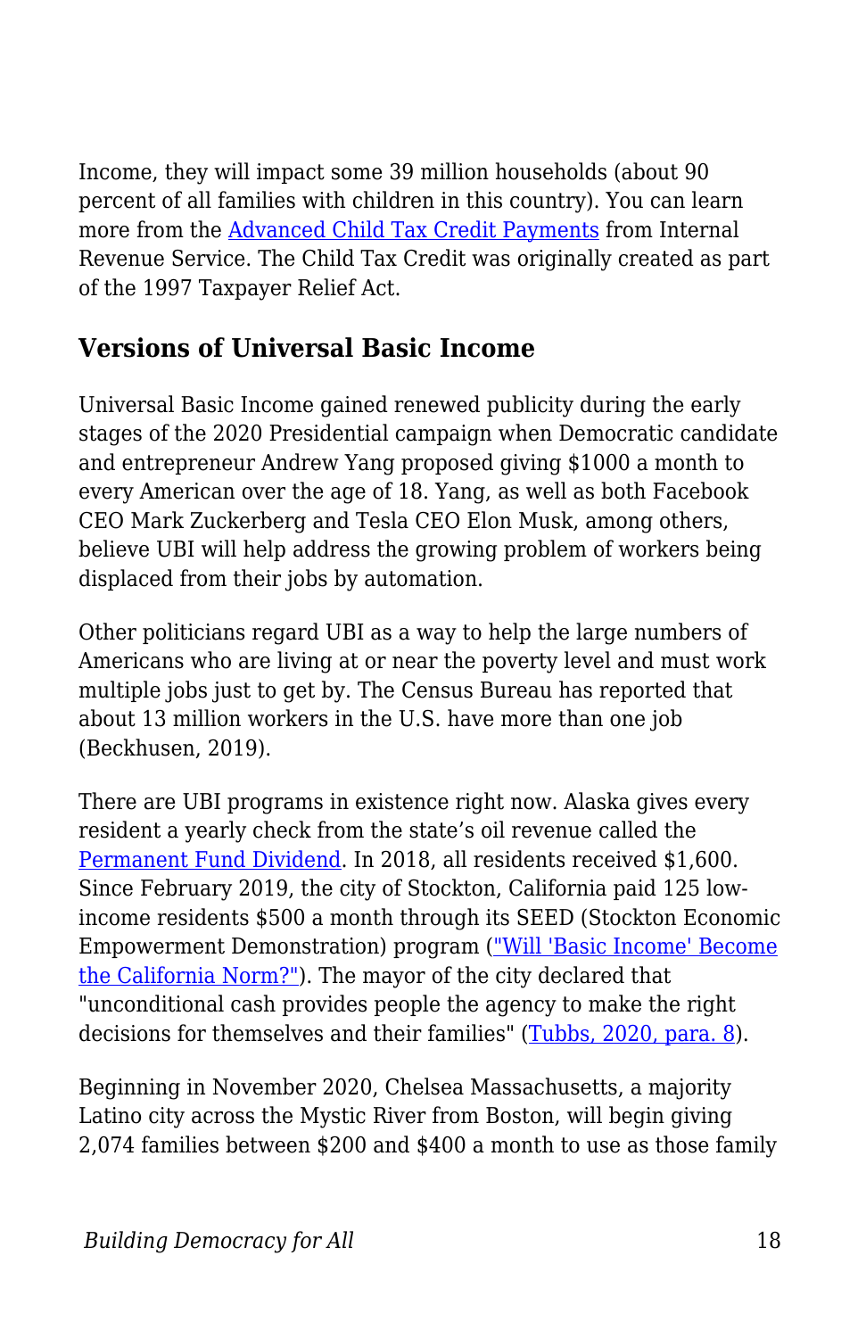Income, they will impact some 39 million households (about 90 percent of all families with children in this country). You can learn more from the [Advanced Child Tax Credit Payments] from Internal Revenue Service. The Child Tax Credit was originally created as part of the 1997 Taxpayer Relief Act.

### Versions of Universal Basic Income

Universal Basic Income gained renewed publicity during the early stages of the 2020 Presidential campaign when Democratic candidate and entrepreneur Andrew Yang proposed giving $1000 a month to every American over the age of 18. Yang, as well as both Facebook CEO Mark Zuckerberg and Tesla CEO Elon Musk, among others, believe UBI will help address the growing problem of workers being displaced from their jobs by automation.

Other politicians regard UBI as a way to help the large numbers of Americans who are living at or near the poverty level and must work multiple jobs just to get by. The Census Bureau has reported that about 13 million workers in the U.S. have more than one job (Beckhusen, 2019).

There are UBI programs in existence right now. Alaska gives every resident a yearly check from the state's oil revenue called the Permanent Fund Dividend. In 2018, all residents received $1,600. Since February 2019, the city of Stockton, California paid 125 low-income residents $500 a month through its SEED (Stockton Economic Empowerment Demonstration) program ("Will 'Basic Income' Become the California Norm?"). The mayor of the city declared that "unconditional cash provides people the agency to make the right decisions for themselves and their families" (Tubbs, 2020, para. 8).

Beginning in November 2020, Chelsea Massachusetts, a majority Latino city across the Mystic River from Boston, will begin giving 2,074 families between $200 and $400 a month to use as those family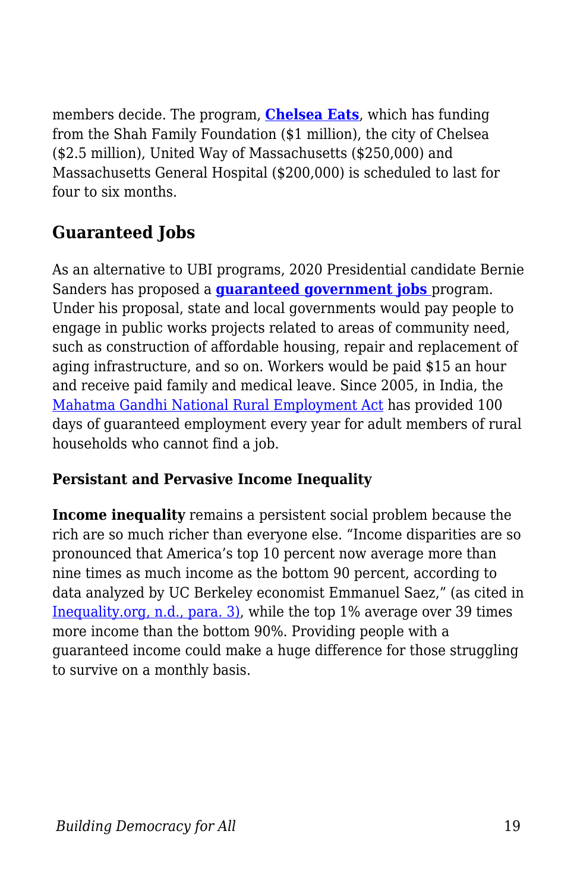members decide. The program, **Chelsea Eats**, which has funding from the Shah Family Foundation ($1 million), the city of Chelsea ($2.5 million), United Way of Massachusetts ($250,000) and Massachusetts General Hospital ($200,000) is scheduled to last for four to six months.

## Guaranteed Jobs

As an alternative to UBI programs, 2020 Presidential candidate Bernie Sanders has proposed a **guaranteed government jobs** program. Under his proposal, state and local governments would pay people to engage in public works projects related to areas of community need, such as construction of affordable housing, repair and replacement of aging infrastructure, and so on. Workers would be paid $15 an hour and receive paid family and medical leave. Since 2005, in India, the Mahatma Gandhi National Rural Employment Act has provided 100 days of guaranteed employment every year for adult members of rural households who cannot find a job.

#### Persistant and Pervasive Income Inequality

**Income inequality** remains a persistent social problem because the rich are so much richer than everyone else. “Income disparities are so pronounced that America’s top 10 percent now average more than nine times as much income as the bottom 90 percent, according to data analyzed by UC Berkeley economist Emmanuel Saez,” (as cited in Inequality.org, n.d., para. 3), while the top 1% average over 39 times more income than the bottom 90%. Providing people with a guaranteed income could make a huge difference for those struggling to survive on a monthly basis.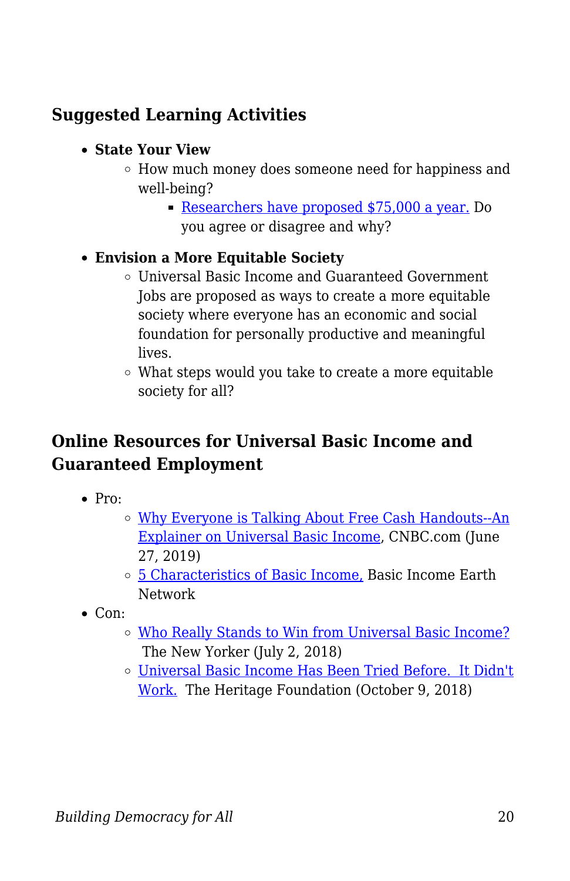## Suggested Learning Activities

- **State Your View**
  - How much money does someone need for happiness and well-being?
    - Researchers have proposed $75,000 a year. Do you agree or disagree and why?
- **Envision a More Equitable Society**
  - Universal Basic Income and Guaranteed Government Jobs are proposed as ways to create a more equitable society where everyone has an economic and social foundation for personally productive and meaningful lives.
  - What steps would you take to create a more equitable society for all?

## Online Resources for Universal Basic Income and Guaranteed Employment

- Pro:
  - Why Everyone is Talking About Free Cash Handouts--An Explainer on Universal Basic Income, CNBC.com (June 27, 2019)
  - 5 Characteristics of Basic Income, Basic Income Earth Network
- Con:
  - Who Really Stands to Win from Universal Basic Income? The New Yorker (July 2, 2018)
  - Universal Basic Income Has Been Tried Before. It Didn't Work. The Heritage Foundation (October 9, 2018)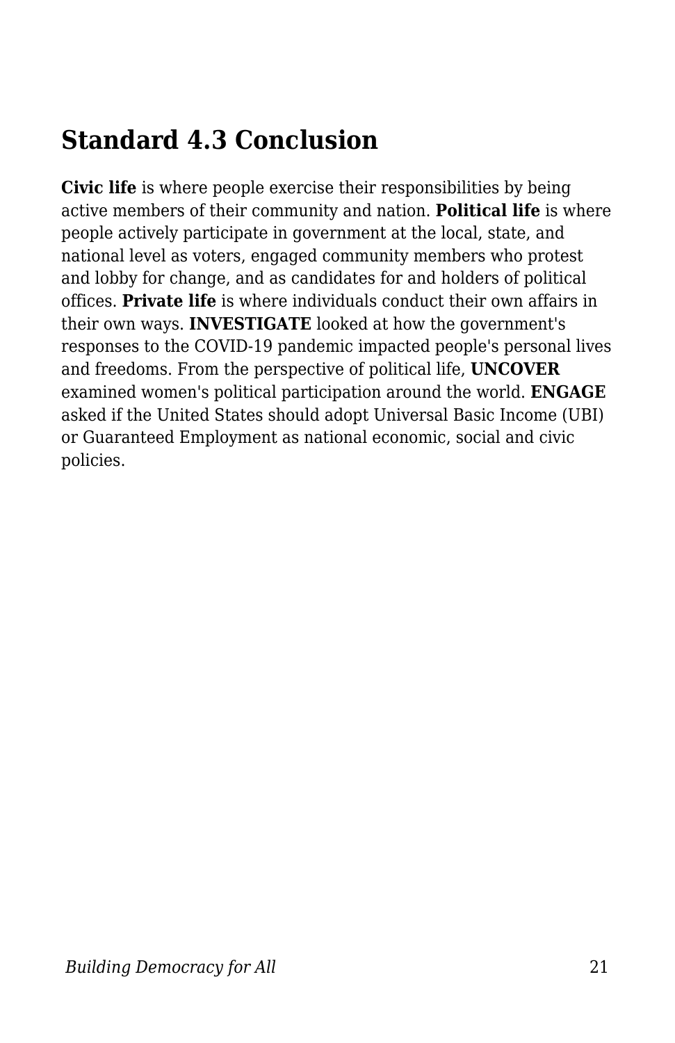## Standard 4.3 Conclusion

**Civic life** is where people exercise their responsibilities by being active members of their community and nation. **Political life** is where people actively participate in government at the local, state, and national level as voters, engaged community members who protest and lobby for change, and as candidates for and holders of political offices. **Private life** is where individuals conduct their own affairs in their own ways. **INVESTIGATE** looked at how the government's responses to the COVID-19 pandemic impacted people's personal lives and freedoms. From the perspective of political life, **UNCOVER** examined women's political participation around the world. **ENGAGE** asked if the United States should adopt Universal Basic Income (UBI) or Guaranteed Employment as national economic, social and civic policies.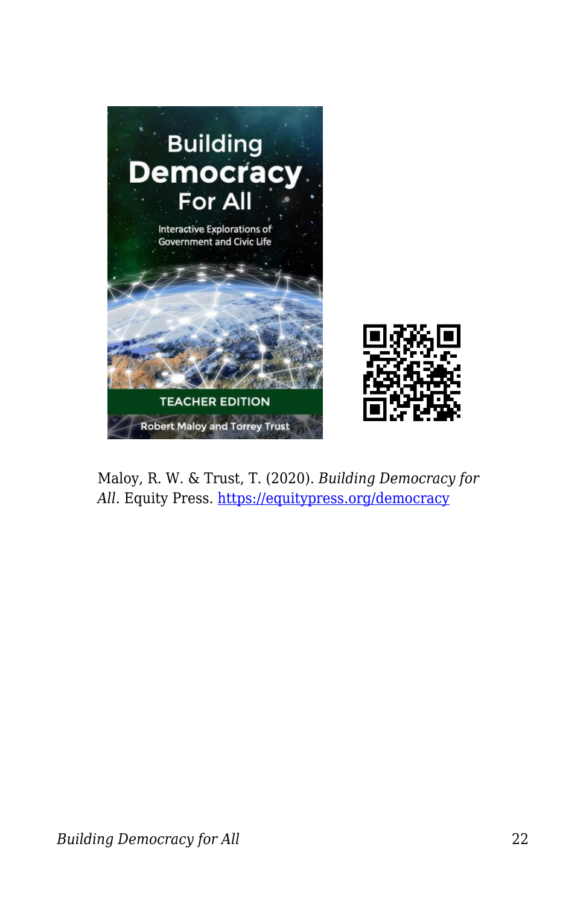Maloy, R. W. & Trust, T. (2020). *Building Democracy for All*. Equity Press. https://equitypress.org/democracy